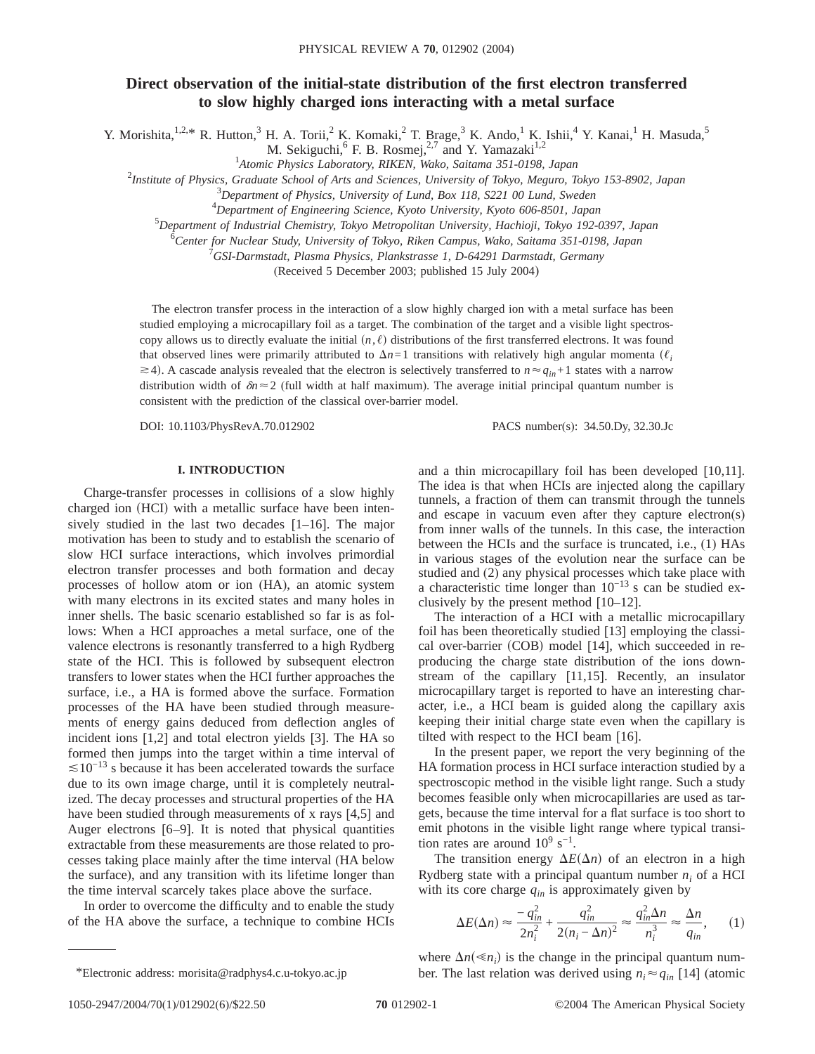# Direct observation of the initial-state distribution of the first electron transferred to slow highly charged ions interacting with a metal surface

Y. Morishita,[1,2,*] R. Hutton,[3] H. A. Torii,[2] K. Komaki,[2] T. Brage,[3] K. Ando,[1] K. Ishii,[4] Y. Kanai,[1] H. Masuda,[5] M. Sekiguchi,[6] F. B. Rosmej,[2,7] and Y. Yamazaki[1,2]

[1]*Atomic Physics Laboratory, RIKEN, Wako, Saitama 351-0198, Japan*

[2]*Institute of Physics, Graduate School of Arts and Sciences, University of Tokyo, Meguro, Tokyo 153-8902, Japan*

[3]*Department of Physics, University of Lund, Box 118, S221 00 Lund, Sweden*

[4]*Department of Engineering Science, Kyoto University, Kyoto 606-8501, Japan*

[5]*Department of Industrial Chemistry, Tokyo Metropolitan University, Hachioji, Tokyo 192-0397, Japan*

[6]*Center for Nuclear Study, University of Tokyo, Riken Campus, Wako, Saitama 351-0198, Japan*

[7]*GSI-Darmstadt, Plasma Physics, Plankstrasse 1, D-64291 Darmstadt, Germany*

(Received 5 December 2003; published 15 July 2004)

The electron transfer process in the interaction of a slow highly charged ion with a metal surface has been studied employing a microcapillary foil as a target. The combination of the target and a visible light spectroscopy allows us to directly evaluate the initial $(n,\ell)$ distributions of the first transferred electrons. It was found that observed lines were primarily attributed to $\Delta n=1$ transitions with relatively high angular momenta ($\ell_i \gtrsim 4$). A cascade analysis revealed that the electron is selectively transferred to $n \approx q_{in}+1$ states with a narrow distribution width of $\delta n \approx 2$ (full width at half maximum). The average initial principal quantum number is consistent with the prediction of the classical over-barrier model.

DOI: 10.1103/PhysRevA.70.012902 PACS number(s): 34.50.Dy, 32.30.Jc

## I. INTRODUCTION

Charge-transfer processes in collisions of a slow highly charged ion (HCI) with a metallic surface have been intensively studied in the last two decades [1–16]. The major motivation has been to study and to establish the scenario of slow HCI surface interactions, which involves primordial electron transfer processes and both formation and decay processes of hollow atom or ion (HA), an atomic system with many electrons in its excited states and many holes in inner shells. The basic scenario established so far is as follows: When a HCI approaches a metal surface, one of the valence electrons is resonantly transferred to a high Rydberg state of the HCI. This is followed by subsequent electron transfers to lower states when the HCI further approaches the surface, i.e., a HA is formed above the surface. Formation processes of the HA have been studied through measurements of energy gains deduced from deflection angles of incident ions [1,2] and total electron yields [3]. The HA so formed then jumps into the target within a time interval of $\lesssim 10^{-13}$ s because it has been accelerated towards the surface due to its own image charge, until it is completely neutralized. The decay processes and structural properties of the HA have been studied through measurements of x rays [4,5] and Auger electrons [6–9]. It is noted that physical quantities extractable from these measurements are those related to processes taking place mainly after the time interval (HA below the surface), and any transition with its lifetime longer than the time interval scarcely takes place above the surface.

In order to overcome the difficulty and to enable the study of the HA above the surface, a technique to combine HCIs and a thin microcapillary foil has been developed [10,11]. The idea is that when HCIs are injected along the capillary tunnels, a fraction of them can transmit through the tunnels and escape in vacuum even after they capture electron(s) from inner walls of the tunnels. In this case, the interaction between the HCIs and the surface is truncated, i.e., (1) HAs in various stages of the evolution near the surface can be studied and (2) any physical processes which take place with a characteristic time longer than $10^{-13}$ s can be studied exclusively by the present method [10–12].

The interaction of a HCI with a metallic microcapillary foil has been theoretically studied [13] employing the classical over-barrier (COB) model [14], which succeeded in reproducing the charge state distribution of the ions downstream of the capillary [11,15]. Recently, an insulator microcapillary target is reported to have an interesting character, i.e., a HCI beam is guided along the capillary axis keeping their initial charge state even when the capillary is tilted with respect to the HCI beam [16].

In the present paper, we report the very beginning of the HA formation process in HCI surface interaction studied by a spectroscopic method in the visible light range. Such a study becomes feasible only when microcapillaries are used as targets, because the time interval for a flat surface is too short to emit photons in the visible light range where typical transition rates are around $10^9$ s$^{-1}$.

The transition energy $\Delta E(\Delta n)$ of an electron in a high Rydberg state with a principal quantum number $n_i$ of a HCI with its core charge $q_{in}$ is approximately given by

$$\Delta E(\Delta n) \approx \frac{-q_{in}^2}{2n_i^2} + \frac{q_{in}^2}{2(n_i-\Delta n)^2} \approx \frac{q_{in}^2 \Delta n}{n_i^3} \approx \frac{\Delta n}{q_{in}}, \tag{1}$$

where $\Delta n (\ll n_i)$ is the change in the principal quantum number. The last relation was derived using $n_i \approx q_{in}$ [14] (atomic

*Electronic address: morisita@radphys4.c.u-tokyo.ac.jp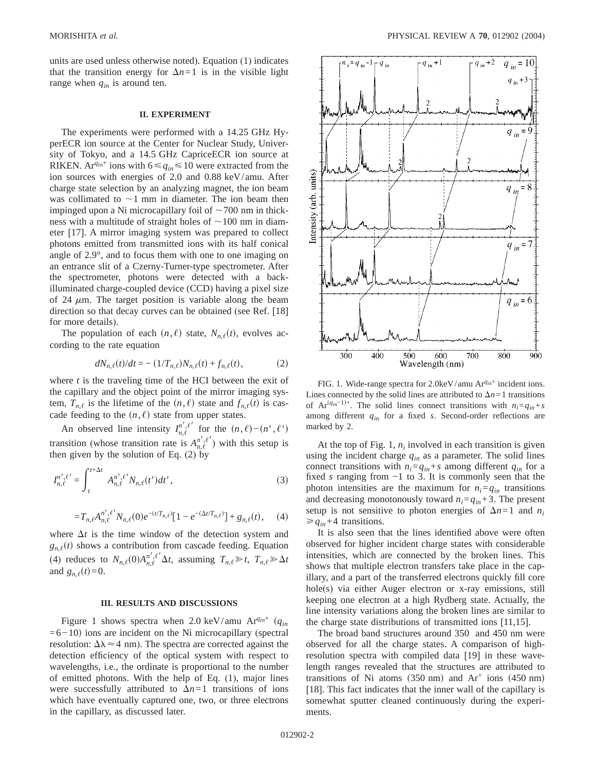units are used unless otherwise noted). Equation (1) indicates that the transition energy for $\Delta n=1$ is in the visible light range when $q_{in}$ is around ten.

## II. EXPERIMENT

The experiments were performed with a 14.25 GHz HyperECR ion source at the Center for Nuclear Study, University of Tokyo, and a 14.5 GHz CapriceECR ion source at RIKEN. $Ar^{q_{in}+}$ ions with $6 \leqslant q_{in} \leqslant 10$ were extracted from the ion sources with energies of 2.0 and 0.88 keV/amu. After charge state selection by an analyzing magnet, the ion beam was collimated to $\sim$1 mm in diameter. The ion beam then impinged upon a Ni microcapillary foil of $\sim$700 nm in thickness with a multitude of straight holes of $\sim$100 nm in diameter [17]. A mirror imaging system was prepared to collect photons emitted from transmitted ions with its half conical angle of 2.9°, and to focus them with one to one imaging on an entrance slit of a Czerny-Turner-type spectrometer. After the spectrometer, photons were detected with a back-illuminated charge-coupled device (CCD) having a pixel size of 24 $\mu$m. The target position is variable along the beam direction so that decay curves can be obtained (see Ref. [18] for more details).

The population of each $(n,\ell)$ state, $N_{n,\ell}(t)$, evolves according to the rate equation

$$dN_{n,\ell}(t)/dt = -(1/T_{n,\ell})N_{n,\ell}(t) + f_{n,\ell}(t), \qquad (2)$$

where $t$ is the traveling time of the HCI between the exit of the capillary and the object point of the mirror imaging system, $T_{n,\ell}$ is the lifetime of the $(n,\ell)$ state and $f_{n,\ell}(t)$ is cascade feeding to the $(n,\ell)$ state from upper states.

An observed line intensity $I_{n,\ell}^{n',\ell'}$ for the $(n,\ell)-(n',\ell')$ transition (whose transition rate is $A_{n,\ell}^{n',\ell'}$) with this setup is then given by the solution of Eq. (2) by

$$I_{n,\ell}^{n',\ell'} = \int_t^{t+\Delta t} A_{n,\ell}^{n',\ell'} N_{n,\ell}(t')dt', \qquad (3)$$

$$= T_{n,\ell} A_{n,\ell}^{n',\ell'} N_{n,\ell}(0) e^{-(t/T_{n,\ell})}[1 - e^{-(\Delta t/T_{n,\ell})}] + g_{n,\ell}(t), \qquad (4)$$

where $\Delta t$ is the time window of the detection system and $g_{n,\ell}(t)$ shows a contribution from cascade feeding. Equation (4) reduces to $N_{n,\ell}(0)A_{n,\ell}^{n',\ell'}\Delta t$, assuming $T_{n,\ell} \gg t$, $T_{n,\ell} \gg \Delta t$ and $g_{n,\ell}(t)=0$.

## III. RESULTS AND DISCUSSIONS

Figure 1 shows spectra when 2.0 keV/amu $Ar^{q_{in}+}$ ($q_{in}=6-10$) ions are incident on the Ni microcapillary (spectral resolution: $\Delta\lambda \approx 4$ nm). The spectra are corrected against the detection efficiency of the optical system with respect to wavelengths, i.e., the ordinate is proportional to the number of emitted photons. With the help of Eq. (1), major lines were successfully attributed to $\Delta n=1$ transitions of ions which have eventually captured one, two, or three electrons in the capillary, as discussed later.

FIG. 1. Wide-range spectra for 2.0keV/amu $Ar^{q_{in}+}$ incident ions. Lines connected by the solid lines are attributed to $\Delta n=1$ transitions of $Ar^{(q_{in}-1)+}$. The solid lines connect transitions with $n_i=q_{in}+s$ among different $q_{in}$ for a fixed $s$. Second-order reflections are marked by 2.

At the top of Fig. 1, $n_i$ involved in each transition is given using the incident charge $q_{in}$ as a parameter. The solid lines connect transitions with $n_i=q_{in}+s$ among different $q_{in}$ for a fixed $s$ ranging from $-1$ to 3. It is commonly seen that the photon intensities are the maximum for $n_i=q_{in}$ transitions and decreasing monotonously toward $n_i=q_{in}+3$. The present setup is not sensitive to photon energies of $\Delta n=1$ and $n_i \geqslant q_{in}+4$ transitions.

It is also seen that the lines identified above were often observed for higher incident charge states with considerable intensities, which are connected by the broken lines. This shows that multiple electron transfers take place in the capillary, and a part of the transferred electrons quickly fill core hole(s) via either Auger electron or x-ray emissions, still keeping one electron at a high Rydberg state. Actually, the line intensity variations along the broken lines are similar to the charge state distributions of transmitted ions [11,15].

The broad band structures around 350 and 450 nm were observed for all the charge states. A comparison of high-resolution spectra with compiled data [19] in these wavelength ranges revealed that the structures are attributed to transitions of Ni atoms (350 nm) and $Ar^{+}$ ions (450 nm) [18]. This fact indicates that the inner wall of the capillary is somewhat sputter cleaned continuously during the experiments.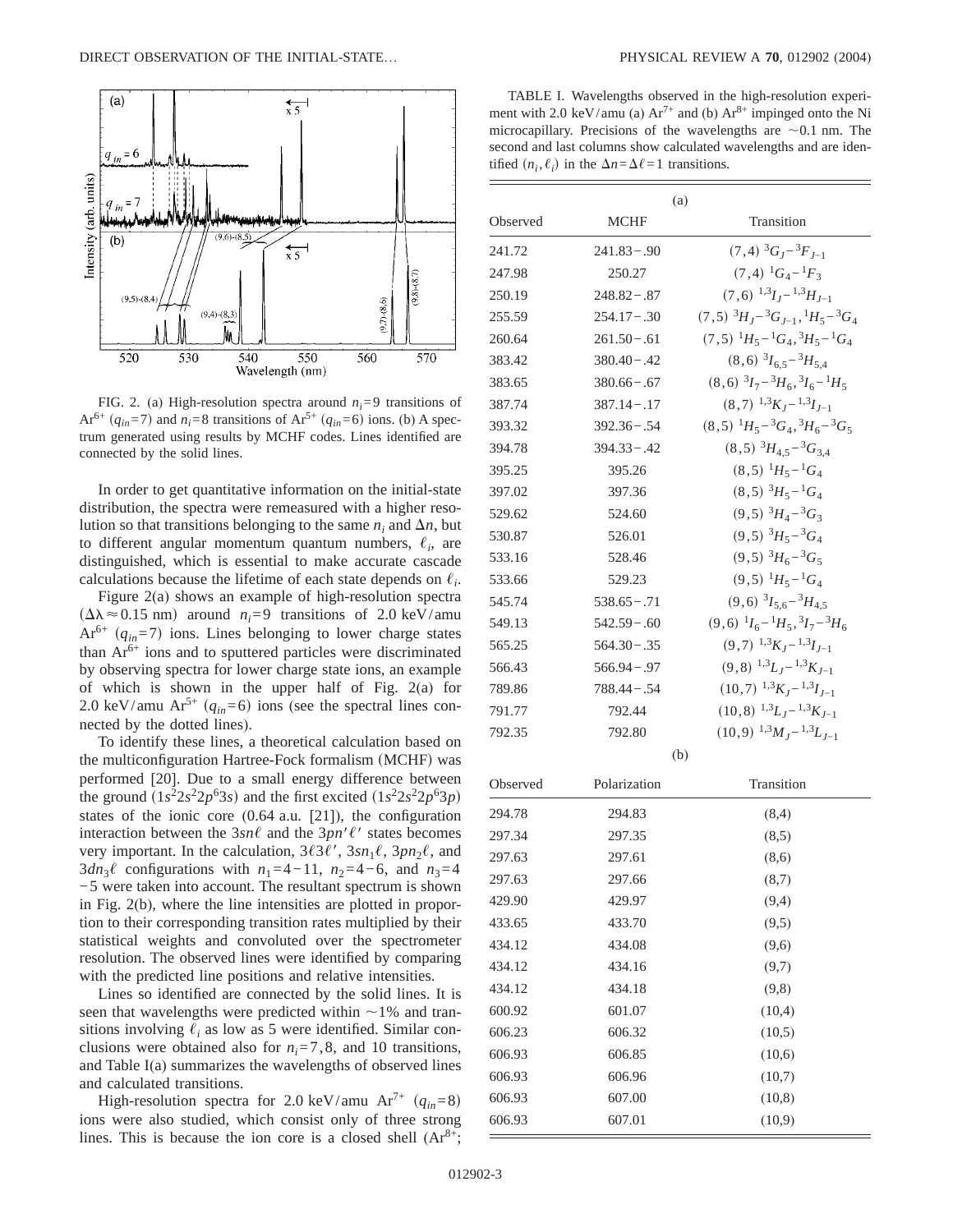(a)

$q_{in} = 6$

$q_{in} = 7$

Intensity (arb. units)

x 5

(b)

(9,6)-(8,5)

x 5

(9,5)-(8,4)

(9,4)-(8,3)

(9,7)-(8,6)

(9,8)-(8,7)

520 530 540 550 560 570

Wavelength (nm)

FIG. 2. (a) High-resolution spectra around $n_i = 9$ transitions of $Ar^{6+}$ ($q_{in} = 7$) and $n_i = 8$ transitions of $Ar^{5+}$ ($q_{in} = 6$) ions. (b) A spectrum generated using results by MCHF codes. Lines identified are connected by the solid lines.

In order to get quantitative information on the initial-state distribution, the spectra were remeasured with a higher resolution so that transitions belonging to the same $n_i$ and $\Delta n$, but to different angular momentum quantum numbers, $\ell_i$, are distinguished, which is essential to make accurate cascade calculations because the lifetime of each state depends on $\ell_i$.

Figure 2(a) shows an example of high-resolution spectra ($\Delta\lambda \approx 0.15$ nm) around $n_i = 9$ transitions of 2.0 keV/amu $Ar^{6+}$ ($q_{in} = 7$) ions. Lines belonging to lower charge states than $Ar^{6+}$ ions and to sputtered particles were discriminated by observing spectra for lower charge state ions, an example of which is shown in the upper half of Fig. 2(a) for 2.0 keV/amu $Ar^{5+}$ ($q_{in} = 6$) ions (see the spectral lines connected by the dotted lines).

To identify these lines, a theoretical calculation based on the multiconfiguration Hartree-Fock formalism (MCHF) was performed [20]. Due to a small energy difference between the ground ($1s^2 2s^2 2p^6 3s$) and the first excited ($1s^2 2s^2 2p^6 3p$) states of the ionic core (0.64 a.u. [21]), the configuration interaction between the $3sn\ell$ and the $3pn'\ell'$ states becomes very important. In the calculation, $3\ell 3\ell'$, $3sn_1\ell$, $3pn_2\ell$, and $3dn_3\ell$ configurations with $n_1 = 4-11$, $n_2 = 4-6$, and $n_3 = 4-5$ were taken into account. The resultant spectrum is shown in Fig. 2(b), where the line intensities are plotted in proportion to their corresponding transition rates multiplied by their statistical weights and convoluted over the spectrometer resolution. The observed lines were identified by comparing with the predicted line positions and relative intensities.

Lines so identified are connected by the solid lines. It is seen that wavelengths were predicted within ~1% and transitions involving $\ell_i$ as low as 5 were identified. Similar conclusions were obtained also for $n_i = 7, 8$, and 10 transitions, and Table I(a) summarizes the wavelengths of observed lines and calculated transitions.

High-resolution spectra for 2.0 keV/amu $Ar^{7+}$ ($q_{in} = 8$) ions were also studied, which consist only of three strong lines. This is because the ion core is a closed shell ($Ar^{8+}$;

TABLE I. Wavelengths observed in the high-resolution experiment with 2.0 keV/amu (a) $Ar^{7+}$ and (b) $Ar^{8+}$ impinged onto the Ni microcapillary. Precisions of the wavelengths are ~0.1 nm. The second and last columns show calculated wavelengths and are identified $(n_i, \ell_i)$ in the $\Delta n = \Delta\ell = 1$ transitions.

(a)

| Observed | MCHF | Transition |
|---|---|---|
| 241.72 | 241.83−.90 | $(7,4)\ ^3G_J - ^3F_{J-1}$ |
| 247.98 | 250.27 | $(7,4)\ ^1G_4 - ^1F_3$ |
| 250.19 | 248.82−.87 | $(7,6)\ ^{1,3}I_J - ^{1,3}H_{J-1}$ |
| 255.59 | 254.17−.30 | $(7,5)\ ^3H_J - ^3G_{J-1}, ^1H_5 - ^3G_4$ |
| 260.64 | 261.50−.61 | $(7,5)\ ^1H_5 - ^1G_4, ^3H_5 - ^1G_4$ |
| 383.42 | 380.40−.42 | $(8,6)\ ^3I_{6,5} - ^3H_{5,4}$ |
| 383.65 | 380.66−.67 | $(8,6)\ ^3I_7 - ^3H_6, ^3I_6 - ^1H_5$ |
| 387.74 | 387.14−.17 | $(8,7)\ ^{1,3}K_J - ^{1,3}I_{J-1}$ |
| 393.32 | 392.36−.54 | $(8,5)\ ^1H_5 - ^3G_4, ^3H_6 - ^3G_5$ |
| 394.78 | 394.33−.42 | $(8,5)\ ^3H_{4,5} - ^3G_{3,4}$ |
| 395.25 | 395.26 | $(8,5)\ ^1H_5 - ^1G_4$ |
| 397.02 | 397.36 | $(8,5)\ ^3H_5 - ^1G_4$ |
| 529.62 | 524.60 | $(9,5)\ ^3H_4 - ^3G_3$ |
| 530.87 | 526.01 | $(9,5)\ ^3H_5 - ^3G_4$ |
| 533.16 | 528.46 | $(9,5)\ ^3H_6 - ^3G_5$ |
| 533.66 | 529.23 | $(9,5)\ ^1H_5 - ^1G_4$ |
| 545.74 | 538.65−.71 | $(9,6)\ ^3I_{5,6} - ^3H_{4,5}$ |
| 549.13 | 542.59−.60 | $(9,6)\ ^1I_6 - ^1H_5, ^3I_7 - ^3H_6$ |
| 565.25 | 564.30−.35 | $(9,7)\ ^{1,3}K_J - ^{1,3}I_{J-1}$ |
| 566.43 | 566.94−.97 | $(9,8)\ ^{1,3}L_J - ^{1,3}K_{J-1}$ |
| 789.86 | 788.44−.54 | $(10,7)\ ^{1,3}K_J - ^{1,3}I_{J-1}$ |
| 791.77 | 792.44 | $(10,8)\ ^{1,3}L_J - ^{1,3}K_{J-1}$ |
| 792.35 | 792.80 | $(10,9)\ ^{1,3}M_J - ^{1,3}L_{J-1}$ |

(b)

| Observed | Polarization | Transition |
|---|---|---|
| 294.78 | 294.83 | (8,4) |
| 297.34 | 297.35 | (8,5) |
| 297.63 | 297.61 | (8,6) |
| 297.63 | 297.66 | (8,7) |
| 429.90 | 429.97 | (9,4) |
| 433.65 | 433.70 | (9,5) |
| 434.12 | 434.08 | (9,6) |
| 434.12 | 434.16 | (9,7) |
| 434.12 | 434.18 | (9,8) |
| 600.92 | 601.07 | (10,4) |
| 606.23 | 606.32 | (10,5) |
| 606.93 | 606.85 | (10,6) |
| 606.93 | 606.96 | (10,7) |
| 606.93 | 607.00 | (10,8) |
| 606.93 | 607.01 | (10,9) |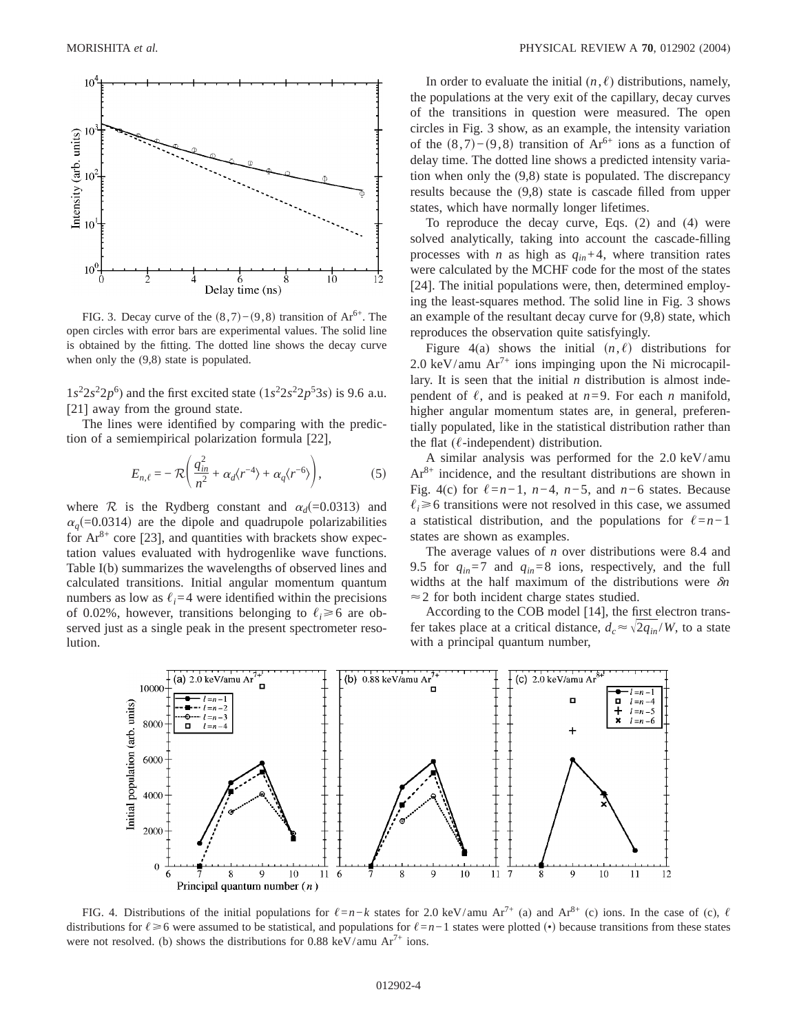Intensity (arb. units)

Delay time (ns)

FIG. 3. Decay curve of the $(8,7)-(9,8)$ transition of $Ar^{6+}$. The open circles with error bars are experimental values. The solid line is obtained by the fitting. The dotted line shows the decay curve when only the (9,8) state is populated.

$1s^2 2s^2 2p^6$) and the first excited state $(1s^2 2s^2 2p^5 3s)$ is 9.6 a.u. [21] away from the ground state.

The lines were identified by comparing with the prediction of a semiempirical polarization formula [22],

$$E_{n,\ell} = -\mathcal{R}\left(\frac{q_{in}^2}{n^2} + \alpha_d\langle r^{-4}\rangle + \alpha_q\langle r^{-6}\rangle\right), \tag{5}$$

where $\mathcal{R}$ is the Rydberg constant and $\alpha_d(=0.0313)$ and $\alpha_q(=0.0314)$ are the dipole and quadrupole polarizabilities for $Ar^{8+}$ core [23], and quantities with brackets show expectation values evaluated with hydrogenlike wave functions. Table I(b) summarizes the wavelengths of observed lines and calculated transitions. Initial angular momentum quantum numbers as low as $\ell_i=4$ were identified within the precisions of 0.02%, however, transitions belonging to $\ell_i \geqslant 6$ are observed just as a single peak in the present spectrometer resolution.

In order to evaluate the initial $(n,\ell)$ distributions, namely, the populations at the very exit of the capillary, decay curves of the transitions in question were measured. The open circles in Fig. 3 show, as an example, the intensity variation of the $(8,7)-(9,8)$ transition of $Ar^{6+}$ ions as a function of delay time. The dotted line shows a predicted intensity variation when only the (9,8) state is populated. The discrepancy results because the (9,8) state is cascade filled from upper states, which have normally longer lifetimes.

To reproduce the decay curve, Eqs. (2) and (4) were solved analytically, taking into account the cascade-filling processes with $n$ as high as $q_{in}+4$, where transition rates were calculated by the MCHF code for the most of the states [24]. The initial populations were, then, determined employing the least-squares method. The solid line in Fig. 3 shows an example of the resultant decay curve for (9,8) state, which reproduces the observation quite satisfyingly.

Figure 4(a) shows the initial $(n,\ell)$ distributions for 2.0 keV/amu $Ar^{7+}$ ions impinging upon the Ni microcapillary. It is seen that the initial $n$ distribution is almost independent of $\ell$, and is peaked at $n=9$. For each $n$ manifold, higher angular momentum states are, in general, preferentially populated, like in the statistical distribution rather than the flat ($\ell$-independent) distribution.

A similar analysis was performed for the 2.0 keV/amu $Ar^{8+}$ incidence, and the resultant distributions are shown in Fig. 4(c) for $\ell=n-1$, $n-4$, $n-5$, and $n-6$ states. Because $\ell_i \geqslant 6$ transitions were not resolved in this case, we assumed a statistical distribution, and the populations for $\ell=n-1$ states are shown as examples.

The average values of $n$ over distributions were 8.4 and 9.5 for $q_{in}=7$ and $q_{in}=8$ ions, respectively, and the full widths at the half maximum of the distributions were $\delta n \approx 2$ for both incident charge states studied.

According to the COB model [14], the first electron transfer takes place at a critical distance, $d_c \approx \sqrt{2q_{in}}/W$, to a state with a principal quantum number,

(a) 2.0 keV/amu $Ar^{7+}$
(b) 0.88 keV/amu $Ar^{7+}$
(c) 2.0 keV/amu $Ar^{8+}$

$l=n-1$
$l=n-2$
$l=n-3$
$l=n-4$
$l=n-5$
$l=n-6$

Initial population (arb. units)

Principal quantum number ($n$)

FIG. 4. Distributions of the initial populations for $\ell=n-k$ states for 2.0 keV/amu $Ar^{7+}$ (a) and $Ar^{8+}$ (c) ions. In the case of (c), $\ell$ distributions for $\ell \geqslant 6$ were assumed to be statistical, and populations for $\ell=n-1$ states were plotted (•) because transitions from these states were not resolved. (b) shows the distributions for 0.88 keV/amu $Ar^{7+}$ ions.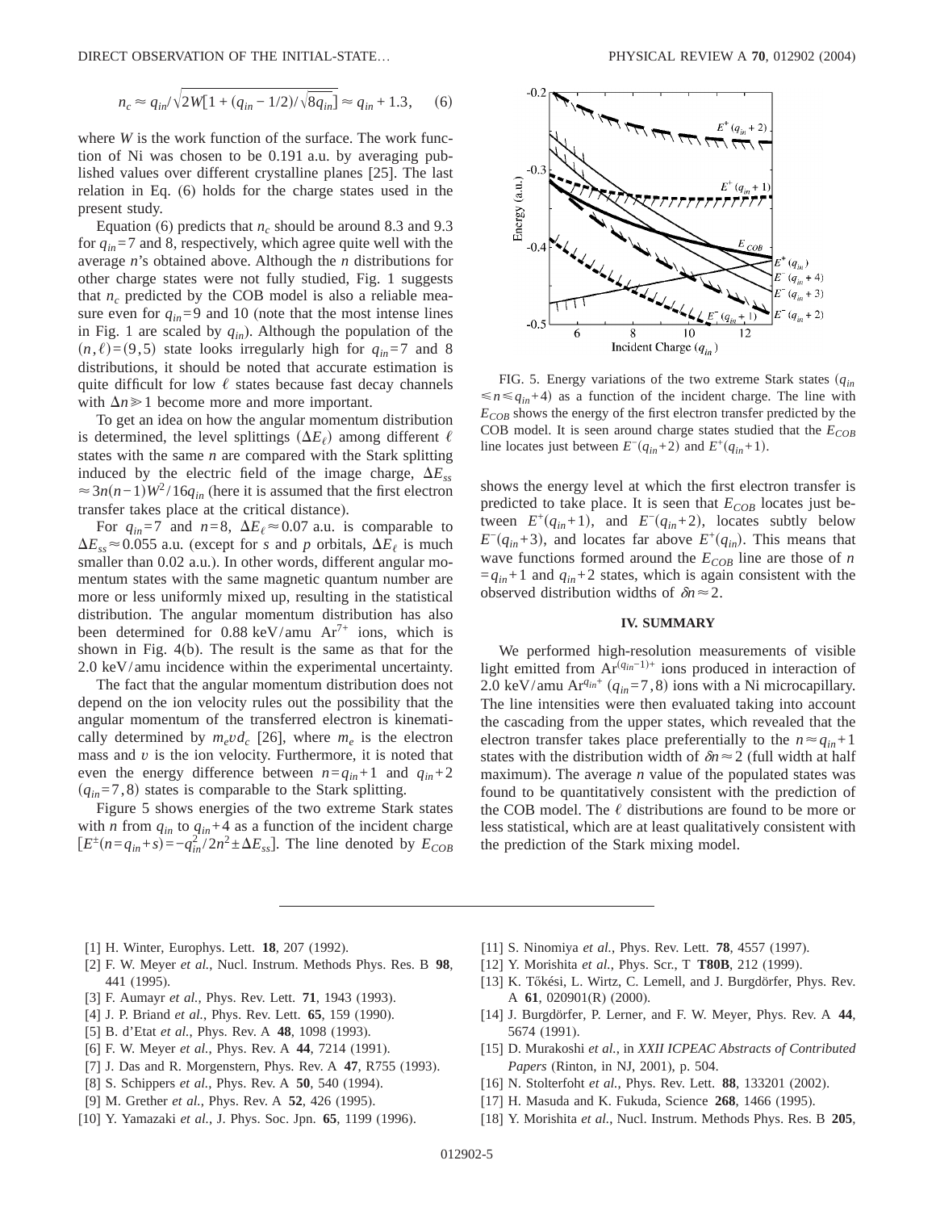$$n_c \approx q_{in}/\sqrt{2W[1 + (q_{in} - 1/2)/\sqrt{8q_{in}}]} \approx q_{in} + 1.3, \quad (6)$$

where $W$ is the work function of the surface. The work function of Ni was chosen to be 0.191 a.u. by averaging published values over different crystalline planes [25]. The last relation in Eq. (6) holds for the charge states used in the present study.

Equation (6) predicts that $n_c$ should be around 8.3 and 9.3 for $q_{in}=7$ and 8, respectively, which agree quite well with the average $n$'s obtained above. Although the $n$ distributions for other charge states were not fully studied, Fig. 1 suggests that $n_c$ predicted by the COB model is also a reliable measure even for $q_{in}=9$ and 10 (note that the most intense lines in Fig. 1 are scaled by $q_{in}$). Although the population of the $(n,\ell)=(9,5)$ state looks irregularly high for $q_{in}=7$ and 8 distributions, it should be noted that accurate estimation is quite difficult for low $\ell$ states because fast decay channels with $\Delta n \gg 1$ become more and more important.

To get an idea on how the angular momentum distribution is determined, the level splittings ($\Delta E_\ell$) among different $\ell$ states with the same $n$ are compared with the Stark splitting induced by the electric field of the image charge, $\Delta E_{ss} \approx 3n(n-1)W^2/16q_{in}$ (here it is assumed that the first electron transfer takes place at the critical distance).

For $q_{in}=7$ and $n=8$, $\Delta E_\ell \approx 0.07$ a.u. is comparable to $\Delta E_{ss} \approx 0.055$ a.u. (except for $s$ and $p$ orbitals, $\Delta E_\ell$ is much smaller than 0.02 a.u.). In other words, different angular momentum states with the same magnetic quantum number are more or less uniformly mixed up, resulting in the statistical distribution. The angular momentum distribution has also been determined for 0.88 keV/amu $Ar^{7+}$ ions, which is shown in Fig. 4(b). The result is the same as that for the 2.0 keV/amu incidence within the experimental uncertainty.

The fact that the angular momentum distribution does not depend on the ion velocity rules out the possibility that the angular momentum of the transferred electron is kinematically determined by $m_e v d_c$ [26], where $m_e$ is the electron mass and $v$ is the ion velocity. Furthermore, it is noted that even the energy difference between $n=q_{in}+1$ and $q_{in}+2$ ($q_{in}=7,8$) states is comparable to the Stark splitting.

Figure 5 shows energies of the two extreme Stark states with $n$ from $q_{in}$ to $q_{in}+4$ as a function of the incident charge $[E^{\pm}(n=q_{in}+s)=-q_{in}^2/2n^2 \pm \Delta E_{ss}]$. The line denoted by $E_{COB}$ shows the energy level at which the first electron transfer is predicted to take place. It is seen that $E_{COB}$ locates just between $E^+(q_{in}+1)$, and $E^-(q_{in}+2)$, locates subtly below $E^-(q_{in}+3)$, and locates far above $E^+(q_{in})$. This means that wave functions formed around the $E_{COB}$ line are those of $n=q_{in}+1$ and $q_{in}+2$ states, which is again consistent with the observed distribution widths of $\delta n \approx 2$.

Energy (a.u.)
Incident Charge ($q_{in}$)
$E^+(q_{in}+2)$
$E^+(q_{in}+1)$
$E_{COB}$
$E^+(q_{in})$
$E^-(q_{in}+4)$
$E^-(q_{in}+3)$
$E^-(q_{in}+2)$
$E^-(q_{in}+1)$
-0.2
-0.3
-0.4
-0.5
6
8
10
12

FIG. 5. Energy variations of the two extreme Stark states ($q_{in} \leq n \leq q_{in}+4$) as a function of the incident charge. The line with $E_{COB}$ shows the energy of the first electron transfer predicted by the COB model. It is seen around charge states studied that the $E_{COB}$ line locates just between $E^-(q_{in}+2)$ and $E^+(q_{in}+1)$.

## IV. SUMMARY

We performed high-resolution measurements of visible light emitted from $Ar^{(q_{in}-1)+}$ ions produced in interaction of 2.0 keV/amu $Ar^{q_{in}+}$ ($q_{in}=7,8$) ions with a Ni microcapillary. The line intensities were then evaluated taking into account the cascading from the upper states, which revealed that the electron transfer takes place preferentially to the $n \approx q_{in}+1$ states with the distribution width of $\delta n \approx 2$ (full width at half maximum). The average $n$ value of the populated states was found to be quantitatively consistent with the prediction of the COB model. The $\ell$ distributions are found to be more or less statistical, which are at least qualitatively consistent with the prediction of the Stark mixing model.

---

[1] H. Winter, Europhys. Lett. **18**, 207 (1992).
[2] F. W. Meyer *et al.*, Nucl. Instrum. Methods Phys. Res. B **98**, 441 (1995).
[3] F. Aumayr *et al.*, Phys. Rev. Lett. **71**, 1943 (1993).
[4] J. P. Briand *et al.*, Phys. Rev. Lett. **65**, 159 (1990).
[5] B. d'Etat *et al.*, Phys. Rev. A **48**, 1098 (1993).
[6] F. W. Meyer *et al.*, Phys. Rev. A **44**, 7214 (1991).
[7] J. Das and R. Morgenstern, Phys. Rev. A **47**, R755 (1993).
[8] S. Schippers *et al.*, Phys. Rev. A **50**, 540 (1994).
[9] M. Grether *et al.*, Phys. Rev. A **52**, 426 (1995).
[10] Y. Yamazaki *et al.*, J. Phys. Soc. Jpn. **65**, 1199 (1996).
[11] S. Ninomiya *et al.*, Phys. Rev. Lett. **78**, 4557 (1997).
[12] Y. Morishita *et al.*, Phys. Scr., T **T80B**, 212 (1999).
[13] K. Tőkési, L. Wirtz, C. Lemell, and J. Burgdörfer, Phys. Rev. A **61**, 020901(R) (2000).
[14] J. Burgdörfer, P. Lerner, and F. W. Meyer, Phys. Rev. A **44**, 5674 (1991).
[15] D. Murakoshi *et al.*, in *XXII ICPEAC Abstracts of Contributed Papers* (Rinton, in NJ, 2001), p. 504.
[16] N. Stolterfoht *et al.*, Phys. Rev. Lett. **88**, 133201 (2002).
[17] H. Masuda and K. Fukuda, Science **268**, 1466 (1995).
[18] Y. Morishita *et al.*, Nucl. Instrum. Methods Phys. Res. B **205**,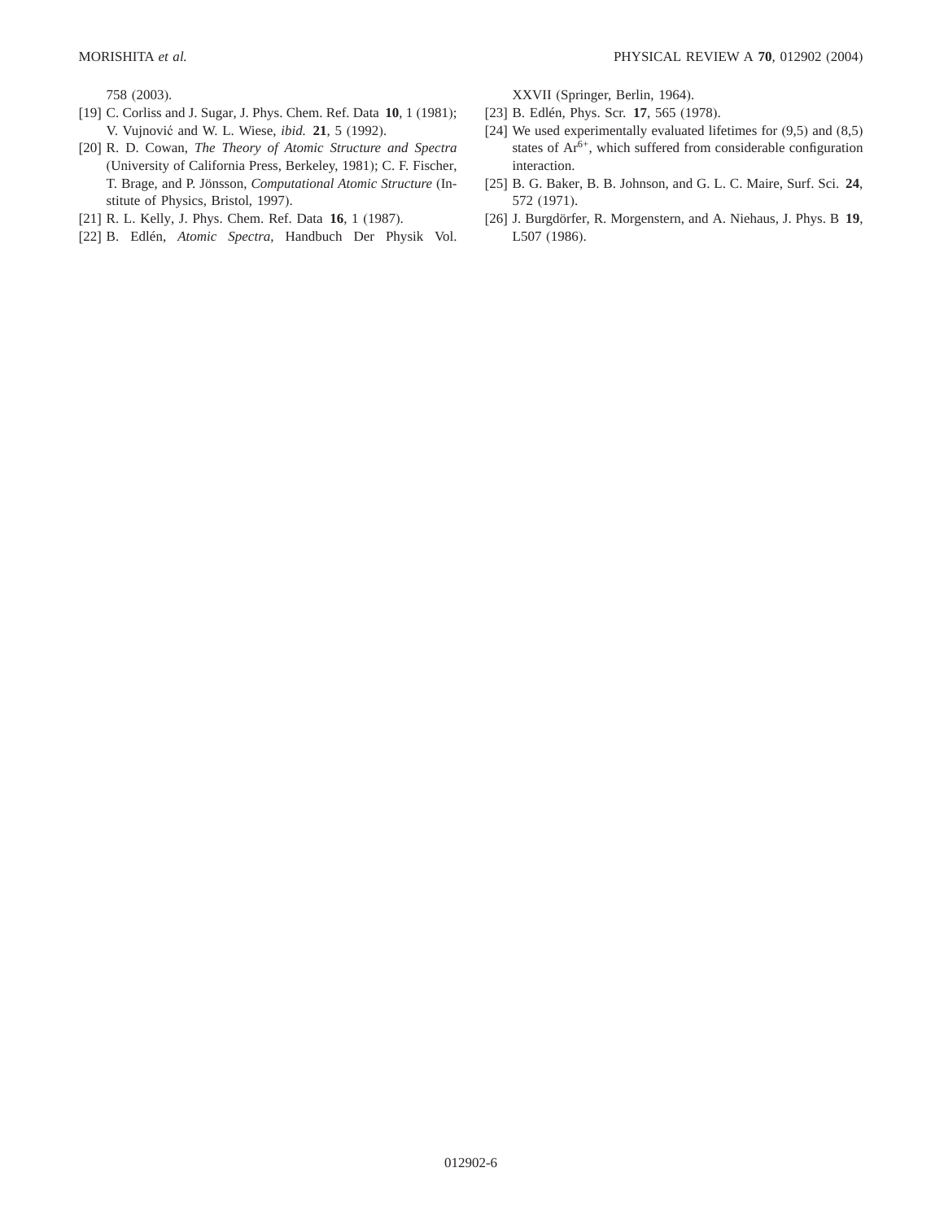758 (2003).

[19] C. Corliss and J. Sugar, J. Phys. Chem. Ref. Data **10**, 1 (1981); V. Vujnović and W. L. Wiese, *ibid.* **21**, 5 (1992).

[20] R. D. Cowan, *The Theory of Atomic Structure and Spectra* (University of California Press, Berkeley, 1981); C. F. Fischer, T. Brage, and P. Jönsson, *Computational Atomic Structure* (Institute of Physics, Bristol, 1997).

[21] R. L. Kelly, J. Phys. Chem. Ref. Data **16**, 1 (1987).

[22] B. Edlén, *Atomic Spectra*, Handbuch Der Physik Vol. XXVII (Springer, Berlin, 1964).

[23] B. Edlén, Phys. Scr. **17**, 565 (1978).

[24] We used experimentally evaluated lifetimes for (9,5) and (8,5) states of $Ar^{6+}$, which suffered from considerable configuration interaction.

[25] B. G. Baker, B. B. Johnson, and G. L. C. Maire, Surf. Sci. **24**, 572 (1971).

[26] J. Burgdörfer, R. Morgenstern, and A. Niehaus, J. Phys. B **19**, L507 (1986).